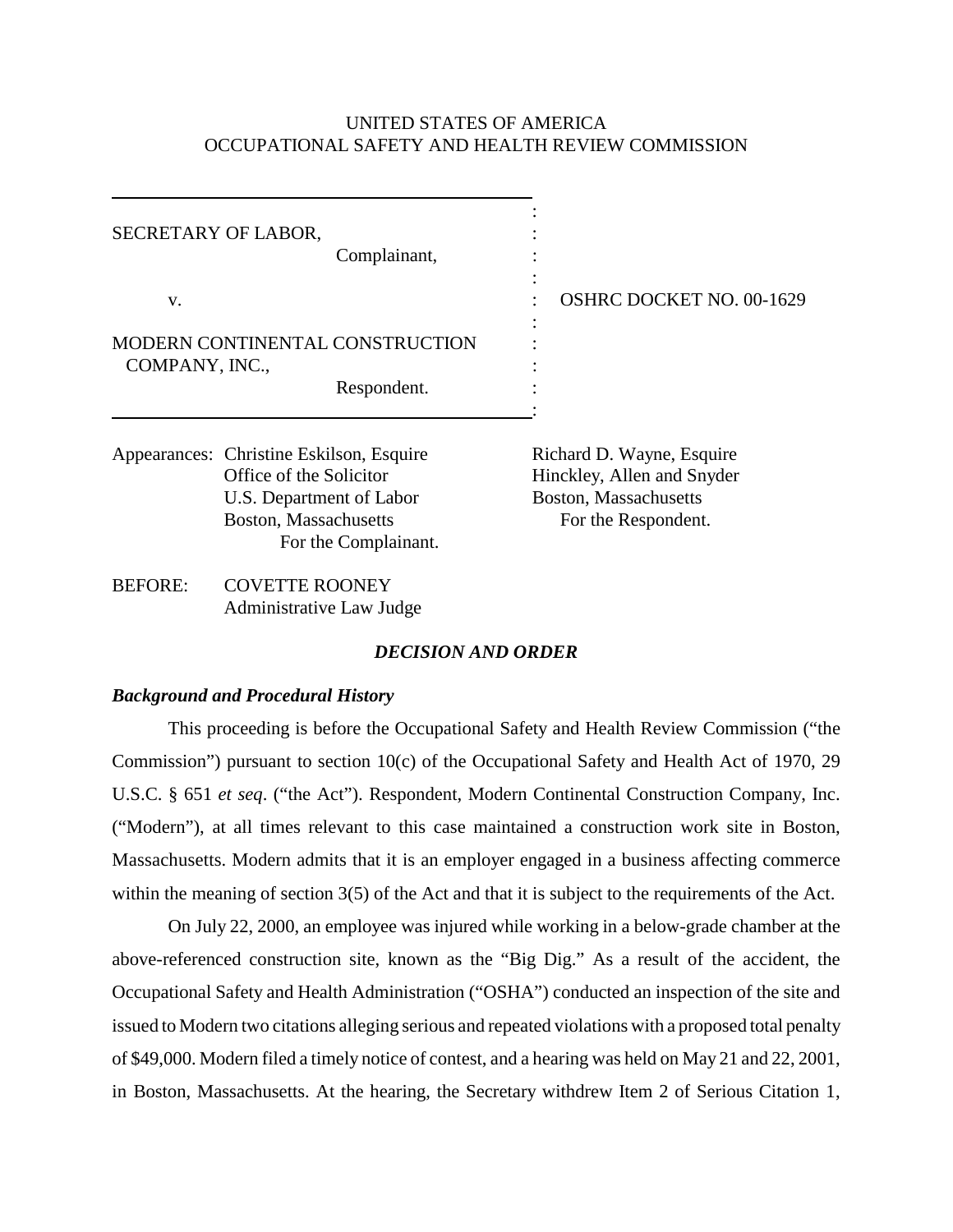UNITED STATES OF AMERICA
OCCUPATIONAL SAFETY AND HEALTH REVIEW COMMISSION

| | |
|---|---|
| SECRETARY OF LABOR,<br>Complainant,<br><br>v.<br><br>MODERN CONTINENTAL CONSTRUCTION COMPANY, INC.,<br>Respondent. | OSHRC DOCKET NO. 00-1629 |

Appearances: Christine Eskilson, Esquire
Office of the Solicitor
U.S. Department of Labor
Boston, Massachusetts
For the Complainant.

Richard D. Wayne, Esquire
Hinckley, Allen and Snyder
Boston, Massachusetts
For the Respondent.

BEFORE: COVETTE ROONEY
Administrative Law Judge

## *DECISION AND ORDER*

### *Background and Procedural History*

This proceeding is before the Occupational Safety and Health Review Commission ("the Commission") pursuant to section 10(c) of the Occupational Safety and Health Act of 1970, 29 U.S.C. § 651 *et seq*. ("the Act"). Respondent, Modern Continental Construction Company, Inc. ("Modern"), at all times relevant to this case maintained a construction work site in Boston, Massachusetts. Modern admits that it is an employer engaged in a business affecting commerce within the meaning of section 3(5) of the Act and that it is subject to the requirements of the Act.

On July 22, 2000, an employee was injured while working in a below-grade chamber at the above-referenced construction site, known as the "Big Dig." As a result of the accident, the Occupational Safety and Health Administration ("OSHA") conducted an inspection of the site and issued to Modern two citations alleging serious and repeated violations with a proposed total penalty of $49,000. Modern filed a timely notice of contest, and a hearing was held on May 21 and 22, 2001, in Boston, Massachusetts. At the hearing, the Secretary withdrew Item 2 of Serious Citation 1,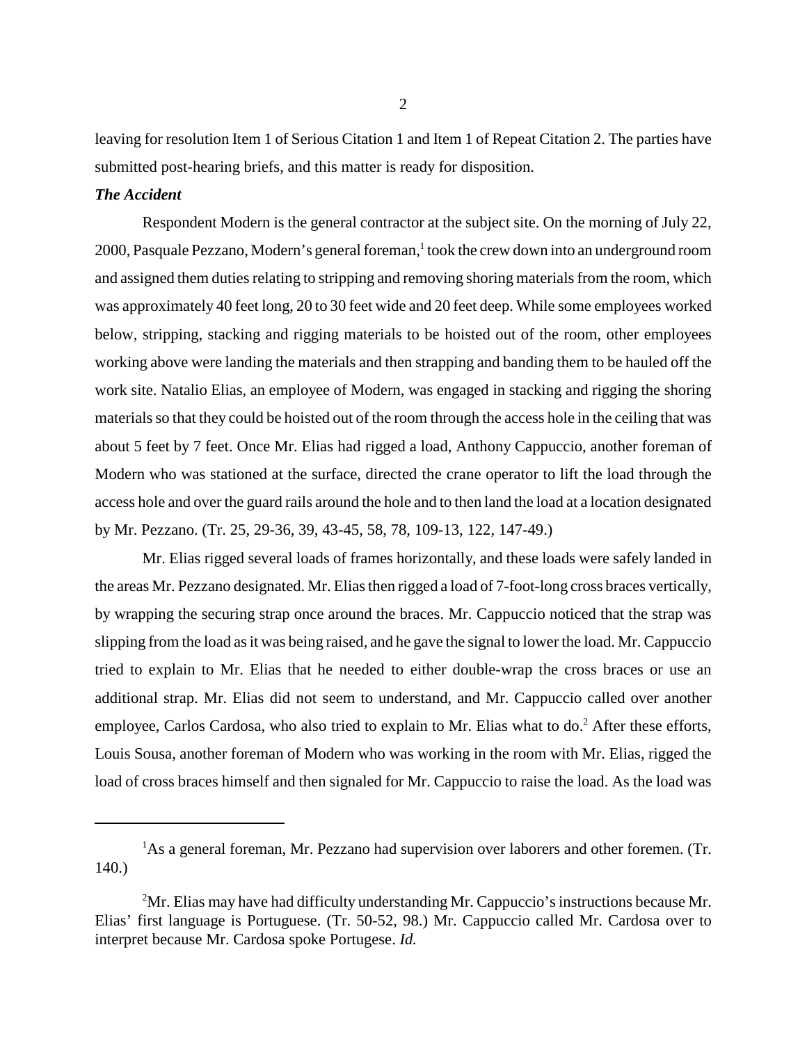leaving for resolution Item 1 of Serious Citation 1 and Item 1 of Repeat Citation 2. The parties have submitted post-hearing briefs, and this matter is ready for disposition.

***The Accident***

Respondent Modern is the general contractor at the subject site. On the morning of July 22, 2000, Pasquale Pezzano, Modern's general foreman,[1] took the crew down into an underground room and assigned them duties relating to stripping and removing shoring materials from the room, which was approximately 40 feet long, 20 to 30 feet wide and 20 feet deep. While some employees worked below, stripping, stacking and rigging materials to be hoisted out of the room, other employees working above were landing the materials and then strapping and banding them to be hauled off the work site. Natalio Elias, an employee of Modern, was engaged in stacking and rigging the shoring materials so that they could be hoisted out of the room through the access hole in the ceiling that was about 5 feet by 7 feet. Once Mr. Elias had rigged a load, Anthony Cappuccio, another foreman of Modern who was stationed at the surface, directed the crane operator to lift the load through the access hole and over the guard rails around the hole and to then land the load at a location designated by Mr. Pezzano. (Tr. 25, 29-36, 39, 43-45, 58, 78, 109-13, 122, 147-49.)

Mr. Elias rigged several loads of frames horizontally, and these loads were safely landed in the areas Mr. Pezzano designated. Mr. Elias then rigged a load of 7-foot-long cross braces vertically, by wrapping the securing strap once around the braces. Mr. Cappuccio noticed that the strap was slipping from the load as it was being raised, and he gave the signal to lower the load. Mr. Cappuccio tried to explain to Mr. Elias that he needed to either double-wrap the cross braces or use an additional strap. Mr. Elias did not seem to understand, and Mr. Cappuccio called over another employee, Carlos Cardosa, who also tried to explain to Mr. Elias what to do.[2] After these efforts, Louis Sousa, another foreman of Modern who was working in the room with Mr. Elias, rigged the load of cross braces himself and then signaled for Mr. Cappuccio to raise the load. As the load was

---

[1]As a general foreman, Mr. Pezzano had supervision over laborers and other foremen. (Tr. 140.)

[2]Mr. Elias may have had difficulty understanding Mr. Cappuccio's instructions because Mr. Elias' first language is Portuguese. (Tr. 50-52, 98.) Mr. Cappuccio called Mr. Cardosa over to interpret because Mr. Cardosa spoke Portugese. *Id.*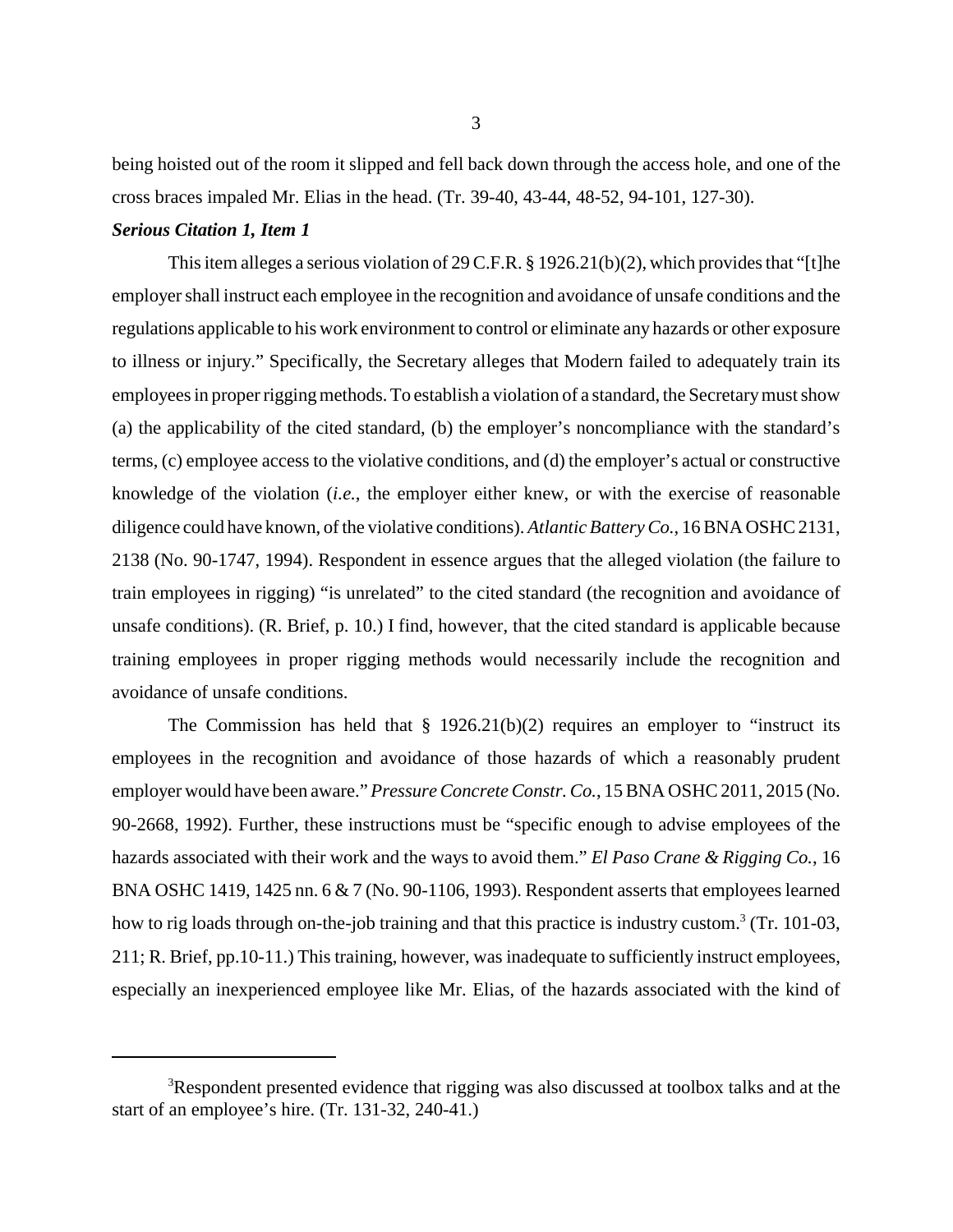being hoisted out of the room it slipped and fell back down through the access hole, and one of the cross braces impaled Mr. Elias in the head. (Tr. 39-40, 43-44, 48-52, 94-101, 127-30).

***Serious Citation 1, Item 1***

This item alleges a serious violation of 29 C.F.R. § 1926.21(b)(2), which provides that "[t]he employer shall instruct each employee in the recognition and avoidance of unsafe conditions and the regulations applicable to his work environment to control or eliminate any hazards or other exposure to illness or injury." Specifically, the Secretary alleges that Modern failed to adequately train its employees in proper rigging methods. To establish a violation of a standard, the Secretary must show (a) the applicability of the cited standard, (b) the employer's noncompliance with the standard's terms, (c) employee access to the violative conditions, and (d) the employer's actual or constructive knowledge of the violation (*i.e.*, the employer either knew, or with the exercise of reasonable diligence could have known, of the violative conditions). *Atlantic Battery Co.*, 16 BNA OSHC 2131, 2138 (No. 90-1747, 1994). Respondent in essence argues that the alleged violation (the failure to train employees in rigging) "is unrelated" to the cited standard (the recognition and avoidance of unsafe conditions). (R. Brief, p. 10.) I find, however, that the cited standard is applicable because training employees in proper rigging methods would necessarily include the recognition and avoidance of unsafe conditions.

The Commission has held that § 1926.21(b)(2) requires an employer to "instruct its employees in the recognition and avoidance of those hazards of which a reasonably prudent employer would have been aware." *Pressure Concrete Constr. Co.*, 15 BNA OSHC 2011, 2015 (No. 90-2668, 1992). Further, these instructions must be "specific enough to advise employees of the hazards associated with their work and the ways to avoid them." *El Paso Crane & Rigging Co.*, 16 BNA OSHC 1419, 1425 nn. 6 & 7 (No. 90-1106, 1993). Respondent asserts that employees learned how to rig loads through on-the-job training and that this practice is industry custom.[3] (Tr. 101-03, 211; R. Brief, pp.10-11.) This training, however, was inadequate to sufficiently instruct employees, especially an inexperienced employee like Mr. Elias, of the hazards associated with the kind of

---

[3]Respondent presented evidence that rigging was also discussed at toolbox talks and at the start of an employee's hire. (Tr. 131-32, 240-41.)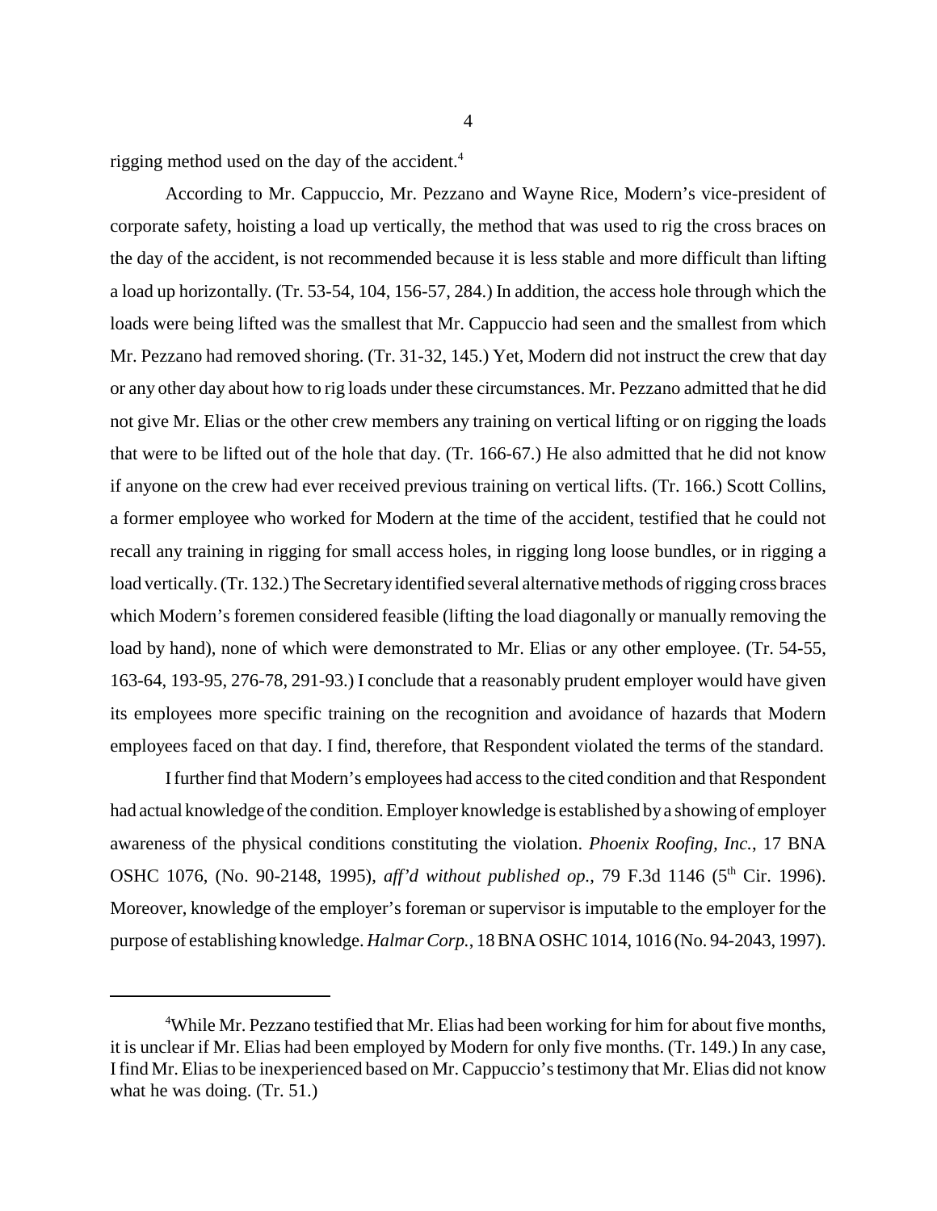rigging method used on the day of the accident.[4]

According to Mr. Cappuccio, Mr. Pezzano and Wayne Rice, Modern's vice-president of corporate safety, hoisting a load up vertically, the method that was used to rig the cross braces on the day of the accident, is not recommended because it is less stable and more difficult than lifting a load up horizontally. (Tr. 53-54, 104, 156-57, 284.) In addition, the access hole through which the loads were being lifted was the smallest that Mr. Cappuccio had seen and the smallest from which Mr. Pezzano had removed shoring. (Tr. 31-32, 145.) Yet, Modern did not instruct the crew that day or any other day about how to rig loads under these circumstances. Mr. Pezzano admitted that he did not give Mr. Elias or the other crew members any training on vertical lifting or on rigging the loads that were to be lifted out of the hole that day. (Tr. 166-67.) He also admitted that he did not know if anyone on the crew had ever received previous training on vertical lifts. (Tr. 166.) Scott Collins, a former employee who worked for Modern at the time of the accident, testified that he could not recall any training in rigging for small access holes, in rigging long loose bundles, or in rigging a load vertically. (Tr. 132.) The Secretary identified several alternative methods of rigging cross braces which Modern's foremen considered feasible (lifting the load diagonally or manually removing the load by hand), none of which were demonstrated to Mr. Elias or any other employee. (Tr. 54-55, 163-64, 193-95, 276-78, 291-93.) I conclude that a reasonably prudent employer would have given its employees more specific training on the recognition and avoidance of hazards that Modern employees faced on that day. I find, therefore, that Respondent violated the terms of the standard.

I further find that Modern's employees had access to the cited condition and that Respondent had actual knowledge of the condition. Employer knowledge is established by a showing of employer awareness of the physical conditions constituting the violation. *Phoenix Roofing, Inc.*, 17 BNA OSHC 1076, (No. 90-2148, 1995), *aff'd without published op.*, 79 F.3d 1146 (5th Cir. 1996). Moreover, knowledge of the employer's foreman or supervisor is imputable to the employer for the purpose of establishing knowledge. *Halmar Corp.*, 18 BNA OSHC 1014, 1016 (No. 94-2043, 1997).

---

[4] While Mr. Pezzano testified that Mr. Elias had been working for him for about five months, it is unclear if Mr. Elias had been employed by Modern for only five months. (Tr. 149.) In any case, I find Mr. Elias to be inexperienced based on Mr. Cappuccio's testimony that Mr. Elias did not know what he was doing. (Tr. 51.)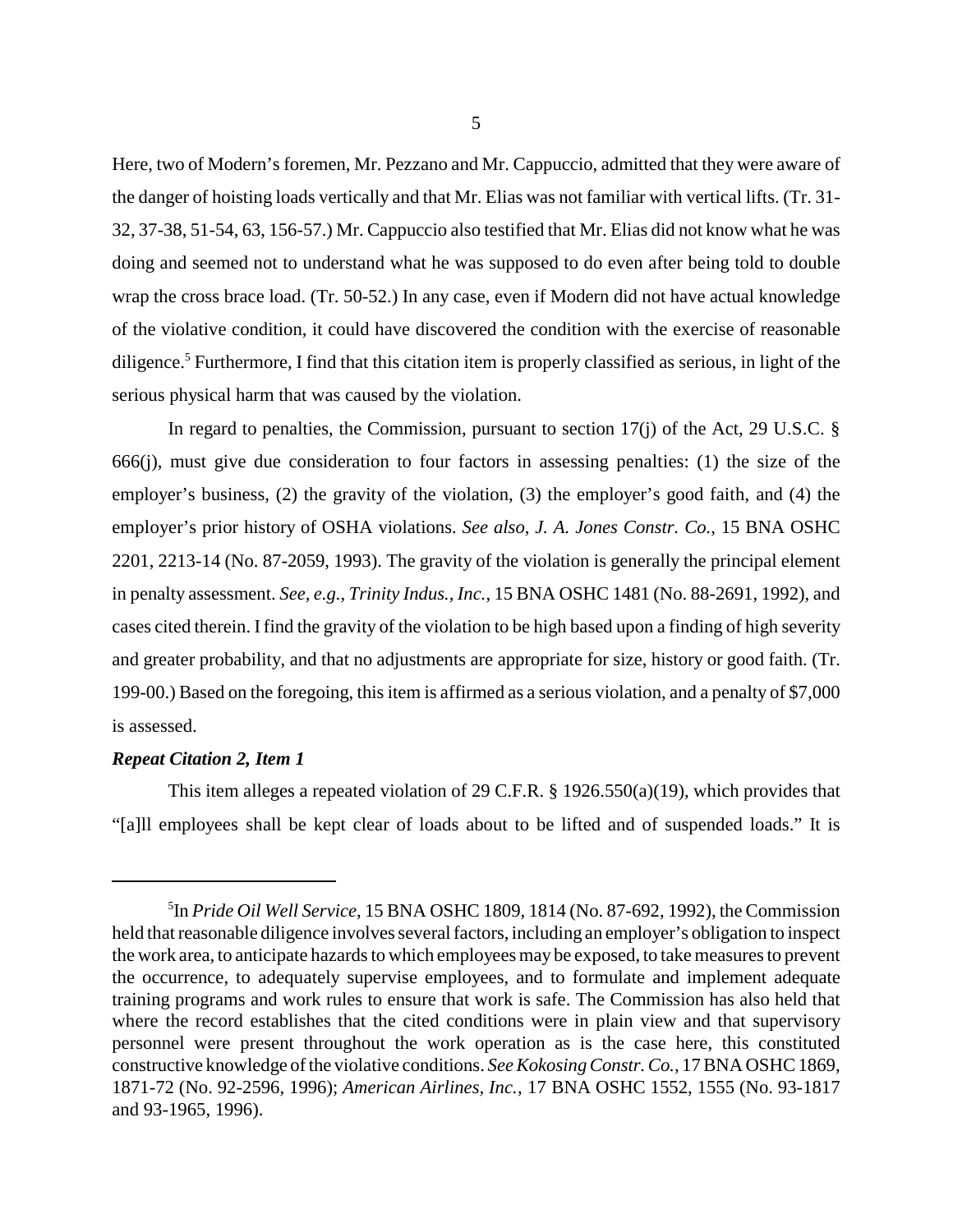Here, two of Modern's foremen, Mr. Pezzano and Mr. Cappuccio, admitted that they were aware of the danger of hoisting loads vertically and that Mr. Elias was not familiar with vertical lifts. (Tr. 31-32, 37-38, 51-54, 63, 156-57.) Mr. Cappuccio also testified that Mr. Elias did not know what he was doing and seemed not to understand what he was supposed to do even after being told to double wrap the cross brace load. (Tr. 50-52.) In any case, even if Modern did not have actual knowledge of the violative condition, it could have discovered the condition with the exercise of reasonable diligence.[5] Furthermore, I find that this citation item is properly classified as serious, in light of the serious physical harm that was caused by the violation.

In regard to penalties, the Commission, pursuant to section 17(j) of the Act, 29 U.S.C. § 666(j), must give due consideration to four factors in assessing penalties: (1) the size of the employer's business, (2) the gravity of the violation, (3) the employer's good faith, and (4) the employer's prior history of OSHA violations. *See also*, *J. A. Jones Constr. Co.*, 15 BNA OSHC 2201, 2213-14 (No. 87-2059, 1993). The gravity of the violation is generally the principal element in penalty assessment. *See, e.g.*, *Trinity Indus., Inc.*, 15 BNA OSHC 1481 (No. 88-2691, 1992), and cases cited therein. I find the gravity of the violation to be high based upon a finding of high severity and greater probability, and that no adjustments are appropriate for size, history or good faith. (Tr. 199-00.) Based on the foregoing, this item is affirmed as a serious violation, and a penalty of $7,000 is assessed.

***Repeat Citation 2, Item 1***

This item alleges a repeated violation of 29 C.F.R. § 1926.550(a)(19), which provides that "[a]ll employees shall be kept clear of loads about to be lifted and of suspended loads." It is

---

[5] In *Pride Oil Well Service*, 15 BNA OSHC 1809, 1814 (No. 87-692, 1992), the Commission held that reasonable diligence involves several factors, including an employer's obligation to inspect the work area, to anticipate hazards to which employees may be exposed, to take measures to prevent the occurrence, to adequately supervise employees, and to formulate and implement adequate training programs and work rules to ensure that work is safe. The Commission has also held that where the record establishes that the cited conditions were in plain view and that supervisory personnel were present throughout the work operation as is the case here, this constituted constructive knowledge of the violative conditions. *See Kokosing Constr. Co.*, 17 BNA OSHC 1869, 1871-72 (No. 92-2596, 1996); *American Airlines, Inc.*, 17 BNA OSHC 1552, 1555 (No. 93-1817 and 93-1965, 1996).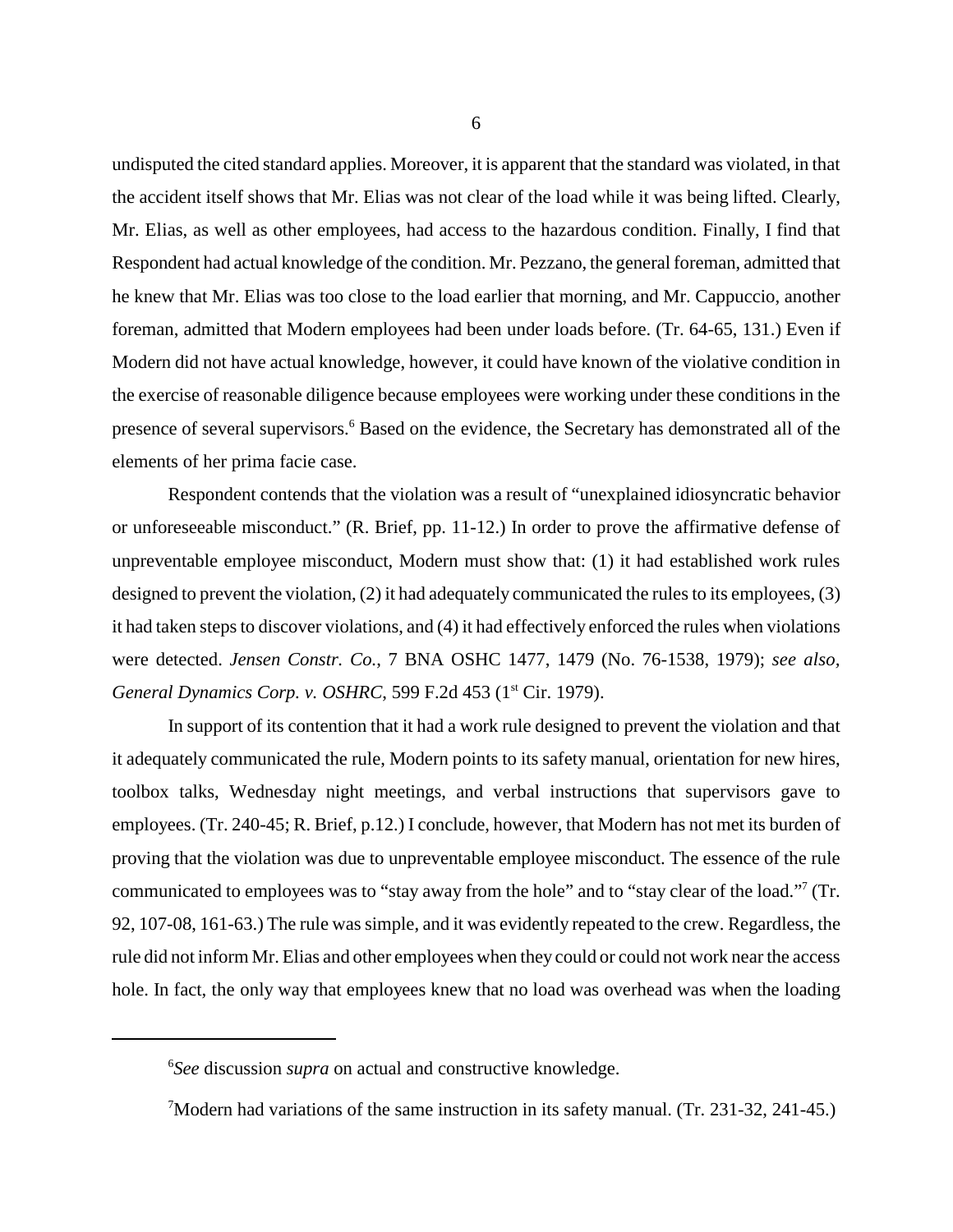undisputed the cited standard applies. Moreover, it is apparent that the standard was violated, in that the accident itself shows that Mr. Elias was not clear of the load while it was being lifted. Clearly, Mr. Elias, as well as other employees, had access to the hazardous condition. Finally, I find that Respondent had actual knowledge of the condition. Mr. Pezzano, the general foreman, admitted that he knew that Mr. Elias was too close to the load earlier that morning, and Mr. Cappuccio, another foreman, admitted that Modern employees had been under loads before. (Tr. 64-65, 131.) Even if Modern did not have actual knowledge, however, it could have known of the violative condition in the exercise of reasonable diligence because employees were working under these conditions in the presence of several supervisors.[6] Based on the evidence, the Secretary has demonstrated all of the elements of her prima facie case.

Respondent contends that the violation was a result of "unexplained idiosyncratic behavior or unforeseeable misconduct." (R. Brief, pp. 11-12.) In order to prove the affirmative defense of unpreventable employee misconduct, Modern must show that: (1) it had established work rules designed to prevent the violation, (2) it had adequately communicated the rules to its employees, (3) it had taken steps to discover violations, and (4) it had effectively enforced the rules when violations were detected. *Jensen Constr. Co.*, 7 BNA OSHC 1477, 1479 (No. 76-1538, 1979); *see also, General Dynamics Corp. v. OSHRC*, 599 F.2d 453 (1st Cir. 1979).

In support of its contention that it had a work rule designed to prevent the violation and that it adequately communicated the rule, Modern points to its safety manual, orientation for new hires, toolbox talks, Wednesday night meetings, and verbal instructions that supervisors gave to employees. (Tr. 240-45; R. Brief, p.12.) I conclude, however, that Modern has not met its burden of proving that the violation was due to unpreventable employee misconduct. The essence of the rule communicated to employees was to "stay away from the hole" and to "stay clear of the load."[7] (Tr. 92, 107-08, 161-63.) The rule was simple, and it was evidently repeated to the crew. Regardless, the rule did not inform Mr. Elias and other employees when they could or could not work near the access hole. In fact, the only way that employees knew that no load was overhead was when the loading

---

[6] *See* discussion *supra* on actual and constructive knowledge.

[7] Modern had variations of the same instruction in its safety manual. (Tr. 231-32, 241-45.)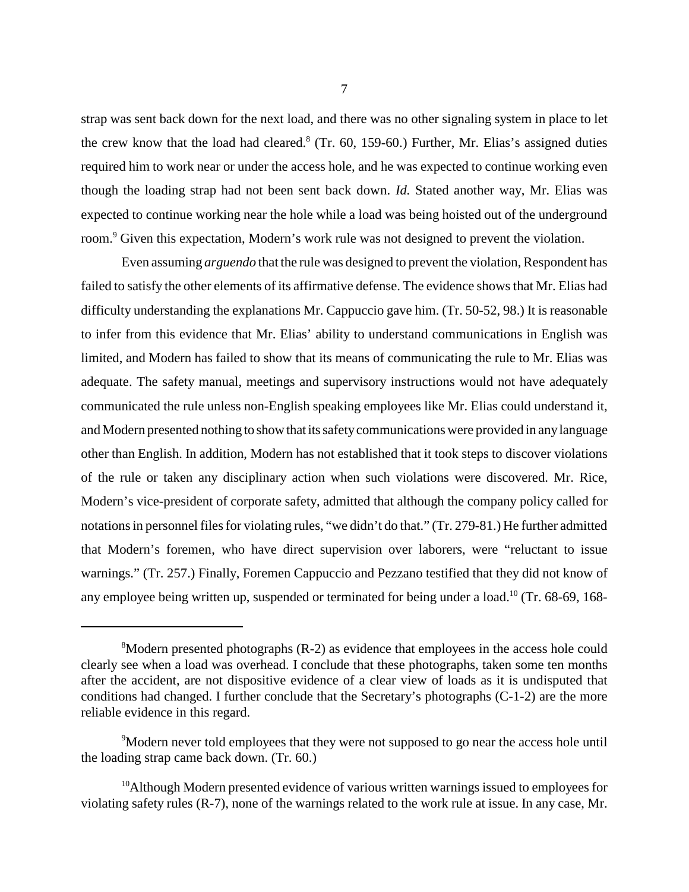strap was sent back down for the next load, and there was no other signaling system in place to let the crew know that the load had cleared.[8] (Tr. 60, 159-60.) Further, Mr. Elias's assigned duties required him to work near or under the access hole, and he was expected to continue working even though the loading strap had not been sent back down. *Id.* Stated another way, Mr. Elias was expected to continue working near the hole while a load was being hoisted out of the underground room.[9] Given this expectation, Modern's work rule was not designed to prevent the violation.

Even assuming *arguendo* that the rule was designed to prevent the violation, Respondent has failed to satisfy the other elements of its affirmative defense. The evidence shows that Mr. Elias had difficulty understanding the explanations Mr. Cappuccio gave him. (Tr. 50-52, 98.) It is reasonable to infer from this evidence that Mr. Elias' ability to understand communications in English was limited, and Modern has failed to show that its means of communicating the rule to Mr. Elias was adequate. The safety manual, meetings and supervisory instructions would not have adequately communicated the rule unless non-English speaking employees like Mr. Elias could understand it, and Modern presented nothing to show that its safety communications were provided in any language other than English. In addition, Modern has not established that it took steps to discover violations of the rule or taken any disciplinary action when such violations were discovered. Mr. Rice, Modern's vice-president of corporate safety, admitted that although the company policy called for notations in personnel files for violating rules, "we didn't do that." (Tr. 279-81.) He further admitted that Modern's foremen, who have direct supervision over laborers, were "reluctant to issue warnings." (Tr. 257.) Finally, Foremen Cappuccio and Pezzano testified that they did not know of any employee being written up, suspended or terminated for being under a load.[10] (Tr. 68-69, 168-

---

[8]Modern presented photographs (R-2) as evidence that employees in the access hole could clearly see when a load was overhead. I conclude that these photographs, taken some ten months after the accident, are not dispositive evidence of a clear view of loads as it is undisputed that conditions had changed. I further conclude that the Secretary's photographs (C-1-2) are the more reliable evidence in this regard.

[9]Modern never told employees that they were not supposed to go near the access hole until the loading strap came back down. (Tr. 60.)

[10]Although Modern presented evidence of various written warnings issued to employees for violating safety rules (R-7), none of the warnings related to the work rule at issue. In any case, Mr.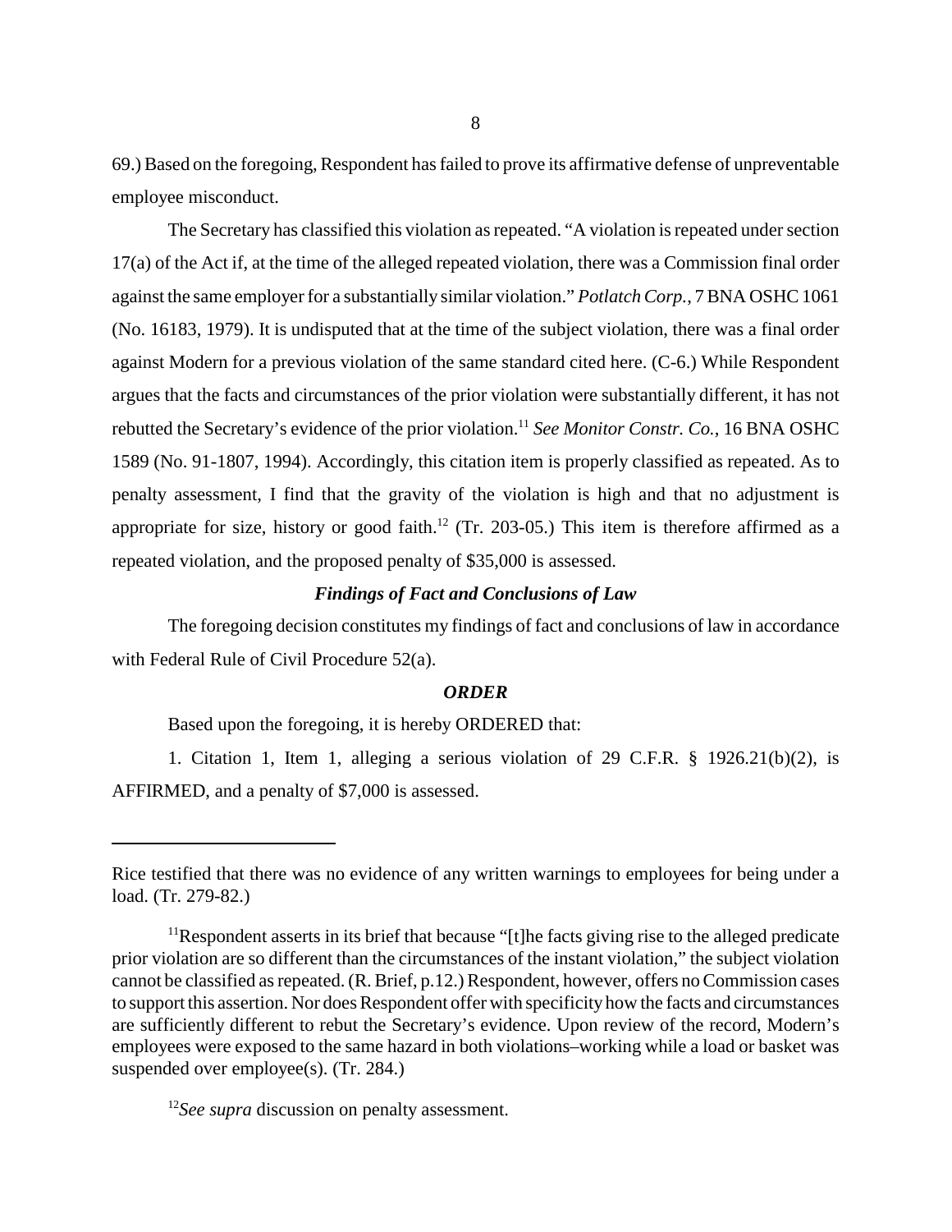69.) Based on the foregoing, Respondent has failed to prove its affirmative defense of unpreventable employee misconduct.

The Secretary has classified this violation as repeated. "A violation is repeated under section 17(a) of the Act if, at the time of the alleged repeated violation, there was a Commission final order against the same employer for a substantially similar violation." *Potlatch Corp.*, 7 BNA OSHC 1061 (No. 16183, 1979). It is undisputed that at the time of the subject violation, there was a final order against Modern for a previous violation of the same standard cited here. (C-6.) While Respondent argues that the facts and circumstances of the prior violation were substantially different, it has not rebutted the Secretary's evidence of the prior violation.[11] *See Monitor Constr. Co.*, 16 BNA OSHC 1589 (No. 91-1807, 1994). Accordingly, this citation item is properly classified as repeated. As to penalty assessment, I find that the gravity of the violation is high and that no adjustment is appropriate for size, history or good faith.[12] (Tr. 203-05.) This item is therefore affirmed as a repeated violation, and the proposed penalty of $35,000 is assessed.

### *Findings of Fact and Conclusions of Law*

The foregoing decision constitutes my findings of fact and conclusions of law in accordance with Federal Rule of Civil Procedure 52(a).

### *ORDER*

Based upon the foregoing, it is hereby ORDERED that:

1. Citation 1, Item 1, alleging a serious violation of 29 C.F.R. § 1926.21(b)(2), is AFFIRMED, and a penalty of $7,000 is assessed.

---

Rice testified that there was no evidence of any written warnings to employees for being under a load. (Tr. 279-82.)

[11]Respondent asserts in its brief that because "[t]he facts giving rise to the alleged predicate prior violation are so different than the circumstances of the instant violation," the subject violation cannot be classified as repeated. (R. Brief, p.12.) Respondent, however, offers no Commission cases to support this assertion. Nor does Respondent offer with specificity how the facts and circumstances are sufficiently different to rebut the Secretary's evidence. Upon review of the record, Modern's employees were exposed to the same hazard in both violations–working while a load or basket was suspended over employee(s). (Tr. 284.)

[12]*See supra* discussion on penalty assessment.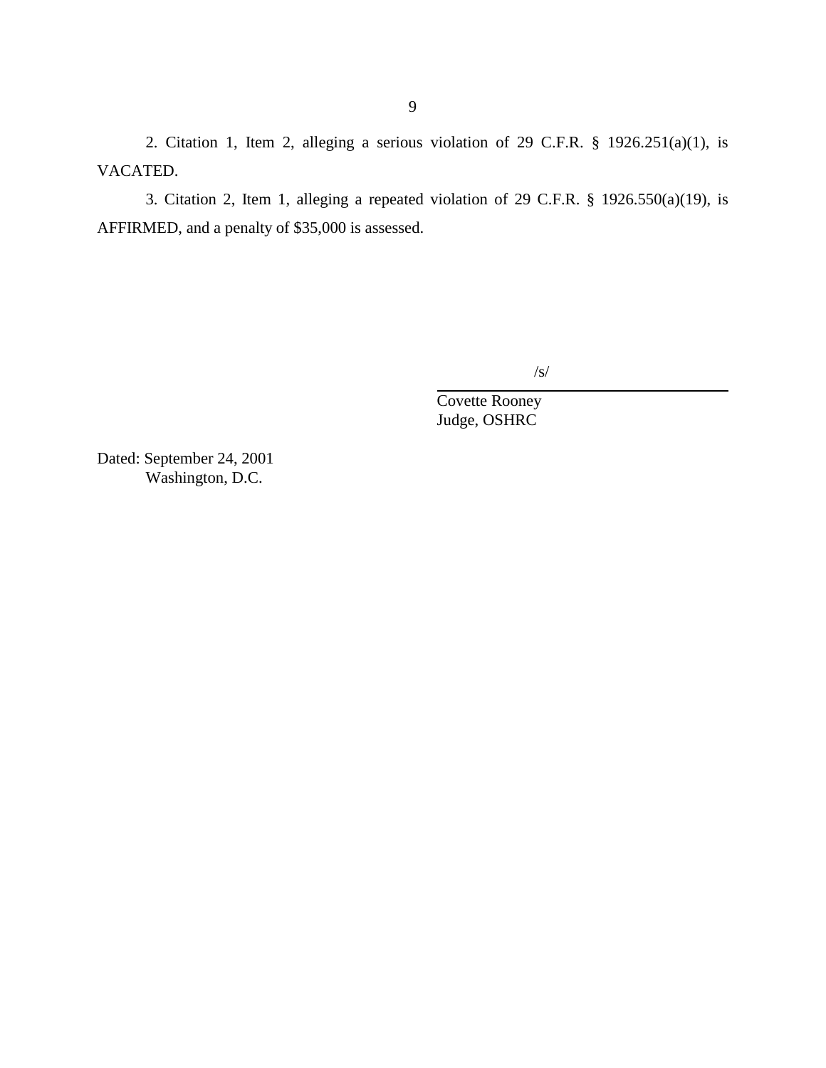2. Citation 1, Item 2, alleging a serious violation of 29 C.F.R. § 1926.251(a)(1), is VACATED.

3. Citation 2, Item 1, alleging a repeated violation of 29 C.F.R. § 1926.550(a)(19), is AFFIRMED, and a penalty of $35,000 is assessed.

/s/

Covette Rooney
Judge, OSHRC

Dated: September 24, 2001
Washington, D.C.